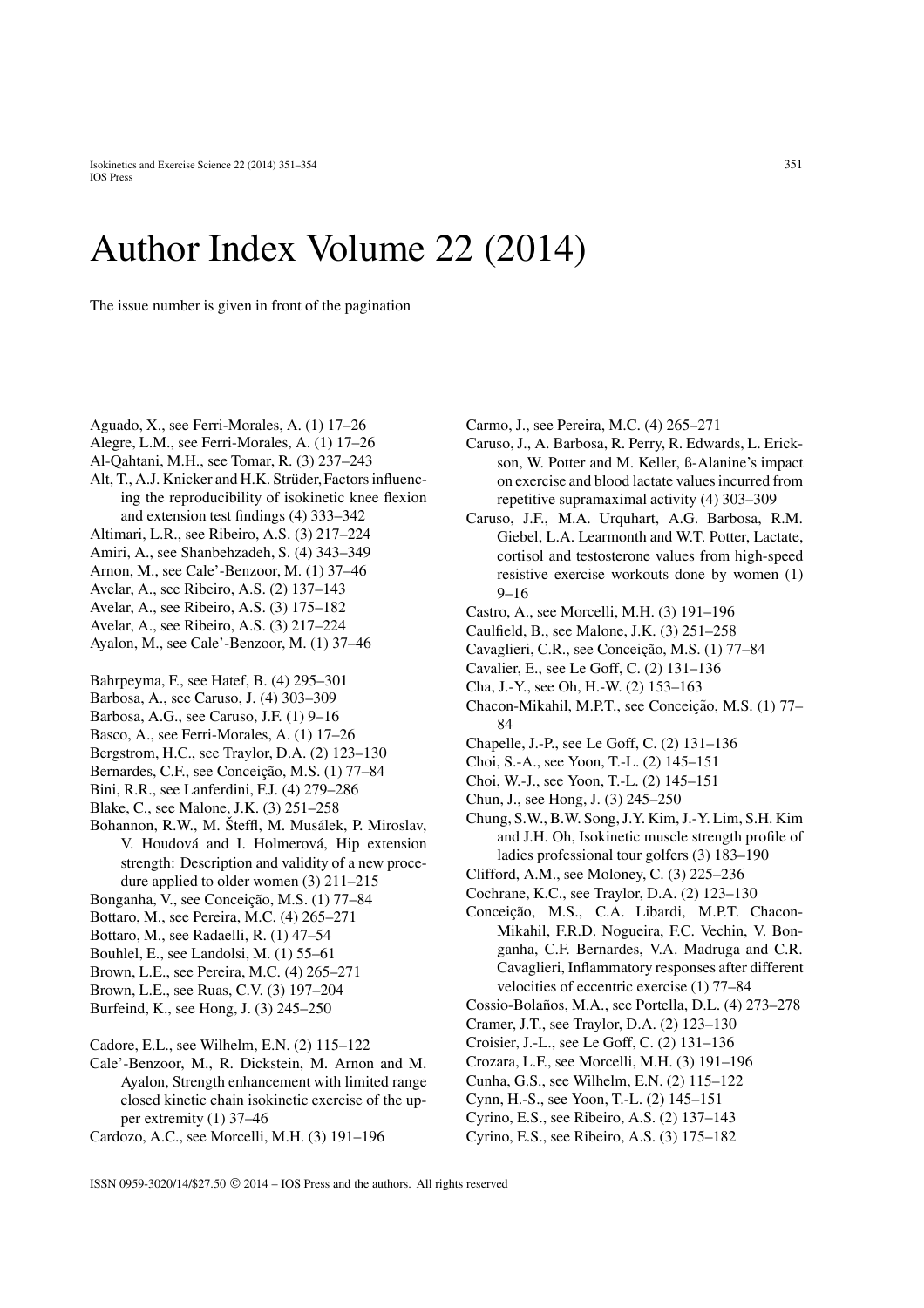# Author Index Volume 22 (2014)

The issue number is given in front of the pagination

Aguado, X., see Ferri-Morales, A. (1) 17–26
Alegre, L.M., see Ferri-Morales, A. (1) 17–26
Al-Qahtani, M.H., see Tomar, R. (3) 237–243
Alt, T., A.J. Knicker and H.K. Strüder, Factors influencing the reproducibility of isokinetic knee flexion and extension test findings (4) 333–342
Altimari, L.R., see Ribeiro, A.S. (3) 217–224
Amiri, A., see Shanbehzadeh, S. (4) 343–349
Arnon, M., see Cale'-Benzoor, M. (1) 37–46
Avelar, A., see Ribeiro, A.S. (2) 137–143
Avelar, A., see Ribeiro, A.S. (3) 175–182
Avelar, A., see Ribeiro, A.S. (3) 217–224
Ayalon, M., see Cale'-Benzoor, M. (1) 37–46

Bahrpeyma, F., see Hatef, B. (4) 295–301
Barbosa, A., see Caruso, J. (4) 303–309
Barbosa, A.G., see Caruso, J.F. (1) 9–16
Basco, A., see Ferri-Morales, A. (1) 17–26
Bergstrom, H.C., see Traylor, D.A. (2) 123–130
Bernardes, C.F., see Conceição, M.S. (1) 77–84
Bini, R.R., see Lanferdini, F.J. (4) 279–286
Blake, C., see Malone, J.K. (3) 251–258
Bohannon, R.W., M. Šteffl, M. Musálek, P. Miroslav, V. Houdová and I. Holmerová, Hip extension strength: Description and validity of a new procedure applied to older women (3) 211–215
Bonganha, V., see Conceição, M.S. (1) 77–84
Bottaro, M., see Pereira, M.C. (4) 265–271
Bottaro, M., see Radaelli, R. (1) 47–54
Bouhlel, E., see Landolsi, M. (1) 55–61
Brown, L.E., see Pereira, M.C. (4) 265–271
Brown, L.E., see Ruas, C.V. (3) 197–204
Burfeind, K., see Hong, J. (3) 245–250

Cadore, E.L., see Wilhelm, E.N. (2) 115–122
Cale'-Benzoor, M., R. Dickstein, M. Arnon and M. Ayalon, Strength enhancement with limited range closed kinetic chain isokinetic exercise of the upper extremity (1) 37–46
Cardozo, A.C., see Morcelli, M.H. (3) 191–196
Carmo, J., see Pereira, M.C. (4) 265–271
Caruso, J., A. Barbosa, R. Perry, R. Edwards, L. Erickson, W. Potter and M. Keller, ß-Alanine's impact on exercise and blood lactate values incurred from repetitive supramaximal activity (4) 303–309
Caruso, J.F., M.A. Urquhart, A.G. Barbosa, R.M. Giebel, L.A. Learmonth and W.T. Potter, Lactate, cortisol and testosterone values from high-speed resistive exercise workouts done by women (1) 9–16
Castro, A., see Morcelli, M.H. (3) 191–196
Caulfield, B., see Malone, J.K. (3) 251–258
Cavaglieri, C.R., see Conceição, M.S. (1) 77–84
Cavalier, E., see Le Goff, C. (2) 131–136
Cha, J.-Y., see Oh, H.-W. (2) 153–163
Chacon-Mikahil, M.P.T., see Conceição, M.S. (1) 77–84
Chapelle, J.-P., see Le Goff, C. (2) 131–136
Choi, S.-A., see Yoon, T.-L. (2) 145–151
Choi, W.-J., see Yoon, T.-L. (2) 145–151
Chun, J., see Hong, J. (3) 245–250
Chung, S.W., B.W. Song, J.Y. Kim, J.-Y. Lim, S.H. Kim and J.H. Oh, Isokinetic muscle strength profile of ladies professional tour golfers (3) 183–190
Clifford, A.M., see Moloney, C. (3) 225–236
Cochrane, K.C., see Traylor, D.A. (2) 123–130
Conceição, M.S., C.A. Libardi, M.P.T. Chacon-Mikahil, F.R.D. Nogueira, F.C. Vechin, V. Bonganha, C.F. Bernardes, V.A. Madruga and C.R. Cavaglieri, Inflammatory responses after different velocities of eccentric exercise (1) 77–84
Cossio-Bolaños, M.A., see Portella, D.L. (4) 273–278
Cramer, J.T., see Traylor, D.A. (2) 123–130
Croisier, J.-L., see Le Goff, C. (2) 131–136
Crozara, L.F., see Morcelli, M.H. (3) 191–196
Cunha, G.S., see Wilhelm, E.N. (2) 115–122
Cynn, H.-S., see Yoon, T.-L. (2) 145–151
Cyrino, E.S., see Ribeiro, A.S. (2) 137–143
Cyrino, E.S., see Ribeiro, A.S. (3) 175–182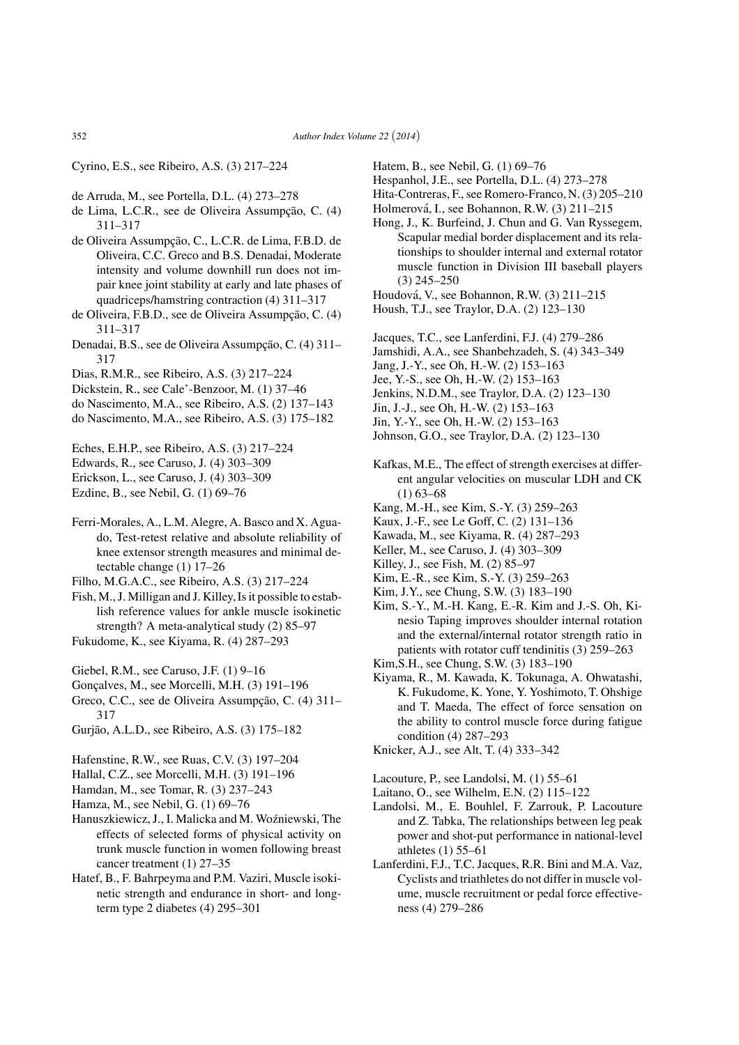Cyrino, E.S., see Ribeiro, A.S. (3) 217–224

de Arruda, M., see Portella, D.L. (4) 273–278

de Lima, L.C.R., see de Oliveira Assumpção, C. (4) 311–317

de Oliveira Assumpção, C., L.C.R. de Lima, F.B.D. de Oliveira, C.C. Greco and B.S. Denadai, Moderate intensity and volume downhill run does not impair knee joint stability at early and late phases of quadriceps/hamstring contraction (4) 311–317

de Oliveira, F.B.D., see de Oliveira Assumpção, C. (4) 311–317

Denadai, B.S., see de Oliveira Assumpção, C. (4) 311–317

Dias, R.M.R., see Ribeiro, A.S. (3) 217–224

Dickstein, R., see Cale'-Benzoor, M. (1) 37–46

do Nascimento, M.A., see Ribeiro, A.S. (2) 137–143

do Nascimento, M.A., see Ribeiro, A.S. (3) 175–182

Eches, E.H.P., see Ribeiro, A.S. (3) 217–224

Edwards, R., see Caruso, J. (4) 303–309

Erickson, L., see Caruso, J. (4) 303–309

Ezdine, B., see Nebil, G. (1) 69–76

Ferri-Morales, A., L.M. Alegre, A. Basco and X. Aguado, Test-retest relative and absolute reliability of knee extensor strength measures and minimal detectable change (1) 17–26

Filho, M.G.A.C., see Ribeiro, A.S. (3) 217–224

Fish, M., J. Milligan and J. Killey, Is it possible to establish reference values for ankle muscle isokinetic strength? A meta-analytical study (2) 85–97

Fukudome, K., see Kiyama, R. (4) 287–293

Giebel, R.M., see Caruso, J.F. (1) 9–16

Gonçalves, M., see Morcelli, M.H. (3) 191–196

Greco, C.C., see de Oliveira Assumpção, C. (4) 311–317

Gurjão, A.L.D., see Ribeiro, A.S. (3) 175–182

Hafenstine, R.W., see Ruas, C.V. (3) 197–204

Hallal, C.Z., see Morcelli, M.H. (3) 191–196

Hamdan, M., see Tomar, R. (3) 237–243

Hamza, M., see Nebil, G. (1) 69–76

Hanuszkiewicz, J., I. Malicka and M. Woźniewski, The effects of selected forms of physical activity on trunk muscle function in women following breast cancer treatment (1) 27–35

Hatef, B., F. Bahrpeyma and P.M. Vaziri, Muscle isokinetic strength and endurance in short- and long-term type 2 diabetes (4) 295–301

Hatem, B., see Nebil, G. (1) 69–76

Hespanhol, J.E., see Portella, D.L. (4) 273–278

Hita-Contreras, F., see Romero-Franco, N. (3) 205–210

Holmerová, I., see Bohannon, R.W. (3) 211–215

Hong, J., K. Burfeind, J. Chun and G. Van Ryssegem, Scapular medial border displacement and its relationships to shoulder internal and external rotator muscle function in Division III baseball players (3) 245–250

Houdová, V., see Bohannon, R.W. (3) 211–215

Housh, T.J., see Traylor, D.A. (2) 123–130

Jacques, T.C., see Lanferdini, F.J. (4) 279–286

Jamshidi, A.A., see Shanbehzadeh, S. (4) 343–349

Jang, J.-Y., see Oh, H.-W. (2) 153–163

Jee, Y.-S., see Oh, H.-W. (2) 153–163

Jenkins, N.D.M., see Traylor, D.A. (2) 123–130

Jin, J.-J., see Oh, H.-W. (2) 153–163

Jin, Y.-Y., see Oh, H.-W. (2) 153–163

Johnson, G.O., see Traylor, D.A. (2) 123–130

Kafkas, M.E., The effect of strength exercises at different angular velocities on muscular LDH and CK (1) 63–68

Kang, M.-H., see Kim, S.-Y. (3) 259–263

Kaux, J.-F., see Le Goff, C. (2) 131–136

Kawada, M., see Kiyama, R. (4) 287–293

Keller, M., see Caruso, J. (4) 303–309

Killey, J., see Fish, M. (2) 85–97

Kim, E.-R., see Kim, S.-Y. (3) 259–263

Kim, J.Y., see Chung, S.W. (3) 183–190

Kim, S.-Y., M.-H. Kang, E.-R. Kim and J.-S. Oh, Kinesio Taping improves shoulder internal rotation and the external/internal rotator strength ratio in patients with rotator cuff tendinitis (3) 259–263

Kim,S.H., see Chung, S.W. (3) 183–190

Kiyama, R., M. Kawada, K. Tokunaga, A. Ohwatashi, K. Fukudome, K. Yone, Y. Yoshimoto, T. Ohshige and T. Maeda, The effect of force sensation on the ability to control muscle force during fatigue condition (4) 287–293

Knicker, A.J., see Alt, T. (4) 333–342

Lacouture, P., see Landolsi, M. (1) 55–61

Laitano, O., see Wilhelm, E.N. (2) 115–122

Landolsi, M., E. Bouhlel, F. Zarrouk, P. Lacouture and Z. Tabka, The relationships between leg peak power and shot-put performance in national-level athletes (1) 55–61

Lanferdini, F.J., T.C. Jacques, R.R. Bini and M.A. Vaz, Cyclists and triathletes do not differ in muscle volume, muscle recruitment or pedal force effectiveness (4) 279–286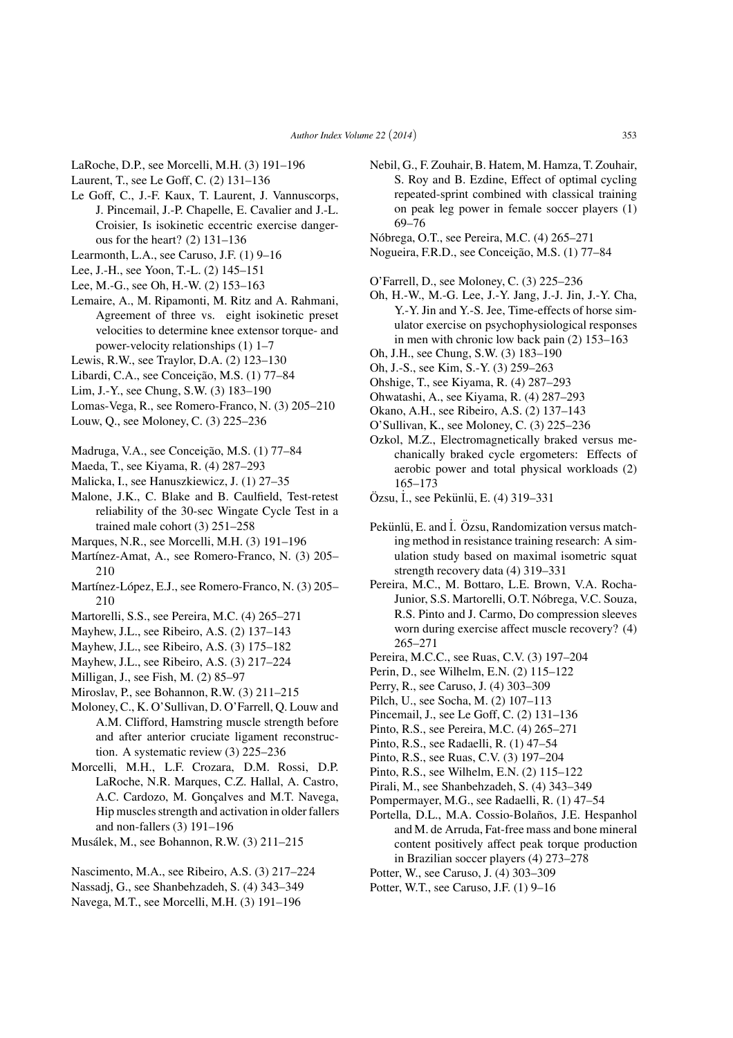LaRoche, D.P., see Morcelli, M.H. (3) 191–196

Laurent, T., see Le Goff, C. (2) 131–136

Le Goff, C., J.-F. Kaux, T. Laurent, J. Vannuscorps, J. Pincemail, J.-P. Chapelle, E. Cavalier and J.-L. Croisier, Is isokinetic eccentric exercise dangerous for the heart? (2) 131–136

Learmonth, L.A., see Caruso, J.F. (1) 9–16

Lee, J.-H., see Yoon, T.-L. (2) 145–151

Lee, M.-G., see Oh, H.-W. (2) 153–163

Lemaire, A., M. Ripamonti, M. Ritz and A. Rahmani, Agreement of three vs. eight isokinetic preset velocities to determine knee extensor torque- and power-velocity relationships (1) 1–7

Lewis, R.W., see Traylor, D.A. (2) 123–130

Libardi, C.A., see Conceição, M.S. (1) 77–84

Lim, J.-Y., see Chung, S.W. (3) 183–190

Lomas-Vega, R., see Romero-Franco, N. (3) 205–210

Louw, Q., see Moloney, C. (3) 225–236

Madruga, V.A., see Conceição, M.S. (1) 77–84

Maeda, T., see Kiyama, R. (4) 287–293

Malicka, I., see Hanuszkiewicz, J. (1) 27–35

Malone, J.K., C. Blake and B. Caulfield, Test-retest reliability of the 30-sec Wingate Cycle Test in a trained male cohort (3) 251–258

Marques, N.R., see Morcelli, M.H. (3) 191–196

Martínez-Amat, A., see Romero-Franco, N. (3) 205–210

Martínez-López, E.J., see Romero-Franco, N. (3) 205–210

Martorelli, S.S., see Pereira, M.C. (4) 265–271

Mayhew, J.L., see Ribeiro, A.S. (2) 137–143

Mayhew, J.L., see Ribeiro, A.S. (3) 175–182

Mayhew, J.L., see Ribeiro, A.S. (3) 217–224

Milligan, J., see Fish, M. (2) 85–97

Miroslav, P., see Bohannon, R.W. (3) 211–215

Moloney, C., K. O'Sullivan, D. O'Farrell, Q. Louw and A.M. Clifford, Hamstring muscle strength before and after anterior cruciate ligament reconstruction. A systematic review (3) 225–236

Morcelli, M.H., L.F. Crozara, D.M. Rossi, D.P. LaRoche, N.R. Marques, C.Z. Hallal, A. Castro, A.C. Cardozo, M. Gonçalves and M.T. Navega, Hip muscles strength and activation in older fallers and non-fallers (3) 191–196

Musálek, M., see Bohannon, R.W. (3) 211–215

Nascimento, M.A., see Ribeiro, A.S. (3) 217–224

Nassadj, G., see Shanbehzadeh, S. (4) 343–349

Navega, M.T., see Morcelli, M.H. (3) 191–196

Nebil, G., F. Zouhair, B. Hatem, M. Hamza, T. Zouhair, S. Roy and B. Ezdine, Effect of optimal cycling repeated-sprint combined with classical training on peak leg power in female soccer players (1) 69–76

Nóbrega, O.T., see Pereira, M.C. (4) 265–271

Nogueira, F.R.D., see Conceição, M.S. (1) 77–84

O'Farrell, D., see Moloney, C. (3) 225–236

Oh, H.-W., M.-G. Lee, J.-Y. Jang, J.-J. Jin, J.-Y. Cha, Y.-Y. Jin and Y.-S. Jee, Time-effects of horse simulator exercise on psychophysiological responses in men with chronic low back pain (2) 153–163

Oh, J.H., see Chung, S.W. (3) 183–190

Oh, J.-S., see Kim, S.-Y. (3) 259–263

Ohshige, T., see Kiyama, R. (4) 287–293

Ohwatashi, A., see Kiyama, R. (4) 287–293

Okano, A.H., see Ribeiro, A.S. (2) 137–143

O'Sullivan, K., see Moloney, C. (3) 225–236

Ozkol, M.Z., Electromagnetically braked versus mechanically braked cycle ergometers: Effects of aerobic power and total physical workloads (2) 165–173

Özsu, İ., see Pekünlü, E. (4) 319–331

Pekünlü, E. and İ. Özsu, Randomization versus matching method in resistance training research: A simulation study based on maximal isometric squat strength recovery data (4) 319–331

Pereira, M.C., M. Bottaro, L.E. Brown, V.A. Rocha-Junior, S.S. Martorelli, O.T. Nóbrega, V.C. Souza, R.S. Pinto and J. Carmo, Do compression sleeves worn during exercise affect muscle recovery? (4) 265–271

Pereira, M.C.C., see Ruas, C.V. (3) 197–204

Perin, D., see Wilhelm, E.N. (2) 115–122

Perry, R., see Caruso, J. (4) 303–309

Pilch, U., see Socha, M. (2) 107–113

Pincemail, J., see Le Goff, C. (2) 131–136

Pinto, R.S., see Pereira, M.C. (4) 265–271

Pinto, R.S., see Radaelli, R. (1) 47–54

Pinto, R.S., see Ruas, C.V. (3) 197–204

Pinto, R.S., see Wilhelm, E.N. (2) 115–122

Pirali, M., see Shanbehzadeh, S. (4) 343–349

Pompermayer, M.G., see Radaelli, R. (1) 47–54

Portella, D.L., M.A. Cossio-Bolaños, J.E. Hespanhol and M. de Arruda, Fat-free mass and bone mineral content positively affect peak torque production in Brazilian soccer players (4) 273–278

Potter, W., see Caruso, J. (4) 303–309

Potter, W.T., see Caruso, J.F. (1) 9–16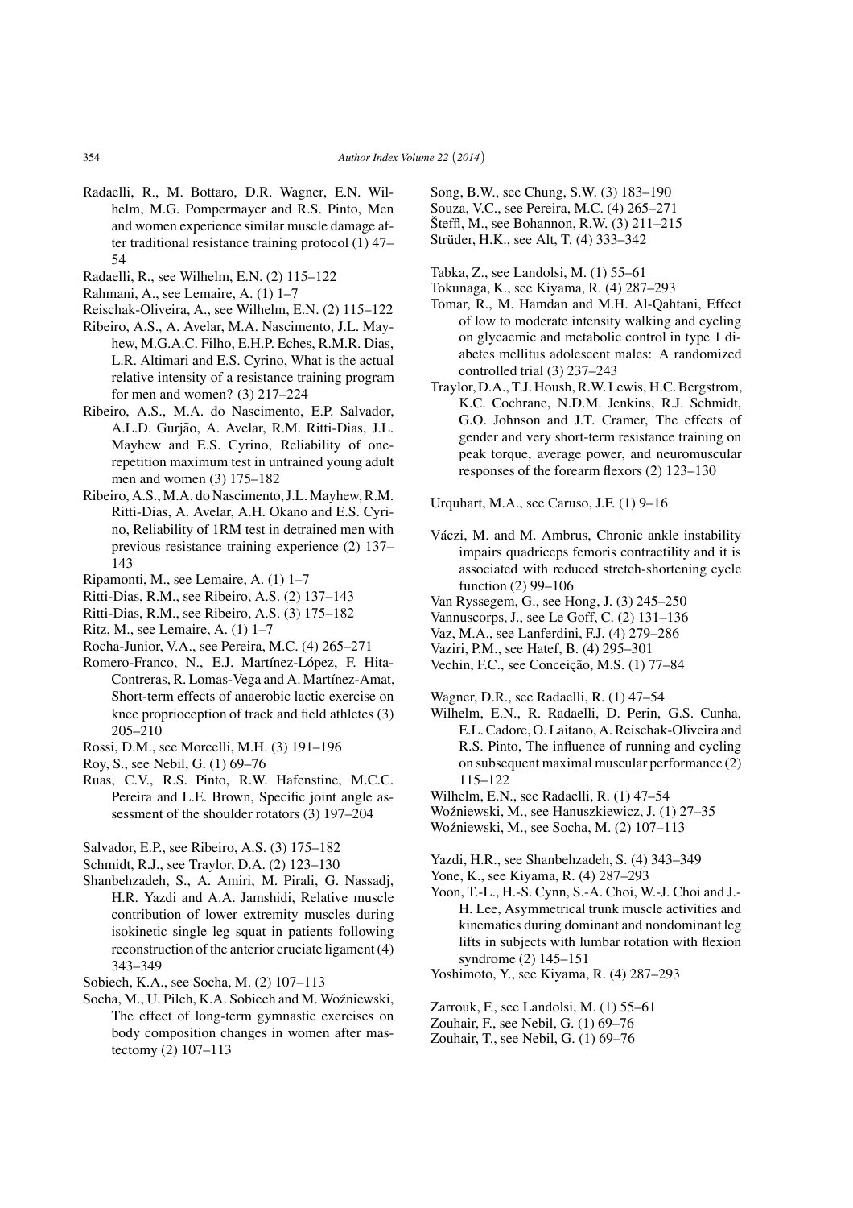Radaelli, R., M. Bottaro, D.R. Wagner, E.N. Wilhelm, M.G. Pompermayer and R.S. Pinto, Men and women experience similar muscle damage after traditional resistance training protocol (1) 47–54

Radaelli, R., see Wilhelm, E.N. (2) 115–122

Rahmani, A., see Lemaire, A. (1) 1–7

Reischak-Oliveira, A., see Wilhelm, E.N. (2) 115–122

Ribeiro, A.S., A. Avelar, M.A. Nascimento, J.L. Mayhew, M.G.A.C. Filho, E.H.P. Eches, R.M.R. Dias, L.R. Altimari and E.S. Cyrino, What is the actual relative intensity of a resistance training program for men and women? (3) 217–224

Ribeiro, A.S., M.A. do Nascimento, E.P. Salvador, A.L.D. Gurjão, A. Avelar, R.M. Ritti-Dias, J.L. Mayhew and E.S. Cyrino, Reliability of one-repetition maximum test in untrained young adult men and women (3) 175–182

Ribeiro, A.S., M.A. do Nascimento, J.L. Mayhew, R.M. Ritti-Dias, A. Avelar, A.H. Okano and E.S. Cyrino, Reliability of 1RM test in detrained men with previous resistance training experience (2) 137–143

Ripamonti, M., see Lemaire, A. (1) 1–7

Ritti-Dias, R.M., see Ribeiro, A.S. (2) 137–143

Ritti-Dias, R.M., see Ribeiro, A.S. (3) 175–182

Ritz, M., see Lemaire, A. (1) 1–7

Rocha-Junior, V.A., see Pereira, M.C. (4) 265–271

Romero-Franco, N., E.J. Martínez-López, F. Hita-Contreras, R. Lomas-Vega and A. Martínez-Amat, Short-term effects of anaerobic lactic exercise on knee proprioception of track and field athletes (3) 205–210

Rossi, D.M., see Morcelli, M.H. (3) 191–196

Roy, S., see Nebil, G. (1) 69–76

Ruas, C.V., R.S. Pinto, R.W. Hafenstine, M.C.C. Pereira and L.E. Brown, Specific joint angle assessment of the shoulder rotators (3) 197–204

Salvador, E.P., see Ribeiro, A.S. (3) 175–182

Schmidt, R.J., see Traylor, D.A. (2) 123–130

Shanbehzadeh, S., A. Amiri, M. Pirali, G. Nassadj, H.R. Yazdi and A.A. Jamshidi, Relative muscle contribution of lower extremity muscles during isokinetic single leg squat in patients following reconstruction of the anterior cruciate ligament (4) 343–349

Sobiech, K.A., see Socha, M. (2) 107–113

Socha, M., U. Pilch, K.A. Sobiech and M. Woźniewski, The effect of long-term gymnastic exercises on body composition changes in women after mastectomy (2) 107–113

Song, B.W., see Chung, S.W. (3) 183–190

Souza, V.C., see Pereira, M.C. (4) 265–271

Šteffl, M., see Bohannon, R.W. (3) 211–215

Strüder, H.K., see Alt, T. (4) 333–342

Tabka, Z., see Landolsi, M. (1) 55–61

Tokunaga, K., see Kiyama, R. (4) 287–293

Tomar, R., M. Hamdan and M.H. Al-Qahtani, Effect of low to moderate intensity walking and cycling on glycaemic and metabolic control in type 1 diabetes mellitus adolescent males: A randomized controlled trial (3) 237–243

Traylor, D.A., T.J. Housh, R.W. Lewis, H.C. Bergstrom, K.C. Cochrane, N.D.M. Jenkins, R.J. Schmidt, G.O. Johnson and J.T. Cramer, The effects of gender and very short-term resistance training on peak torque, average power, and neuromuscular responses of the forearm flexors (2) 123–130

Urquhart, M.A., see Caruso, J.F. (1) 9–16

Váczi, M. and M. Ambrus, Chronic ankle instability impairs quadriceps femoris contractility and it is associated with reduced stretch-shortening cycle function (2) 99–106

Van Ryssegem, G., see Hong, J. (3) 245–250

Vannuscorps, J., see Le Goff, C. (2) 131–136

Vaz, M.A., see Lanferdini, F.J. (4) 279–286

Vaziri, P.M., see Hatef, B. (4) 295–301

Vechin, F.C., see Conceição, M.S. (1) 77–84

Wagner, D.R., see Radaelli, R. (1) 47–54

Wilhelm, E.N., R. Radaelli, D. Perin, G.S. Cunha, E.L. Cadore, O. Laitano, A. Reischak-Oliveira and R.S. Pinto, The influence of running and cycling on subsequent maximal muscular performance (2) 115–122

Wilhelm, E.N., see Radaelli, R. (1) 47–54

Woźniewski, M., see Hanuszkiewicz, J. (1) 27–35

Woźniewski, M., see Socha, M. (2) 107–113

Yazdi, H.R., see Shanbehzadeh, S. (4) 343–349

Yone, K., see Kiyama, R. (4) 287–293

Yoon, T.-L., H.-S. Cynn, S.-A. Choi, W.-J. Choi and J.-H. Lee, Asymmetrical trunk muscle activities and kinematics during dominant and nondominant leg lifts in subjects with lumbar rotation with flexion syndrome (2) 145–151

Yoshimoto, Y., see Kiyama, R. (4) 287–293

Zarrouk, F., see Landolsi, M. (1) 55–61

Zouhair, F., see Nebil, G. (1) 69–76

Zouhair, T., see Nebil, G. (1) 69–76